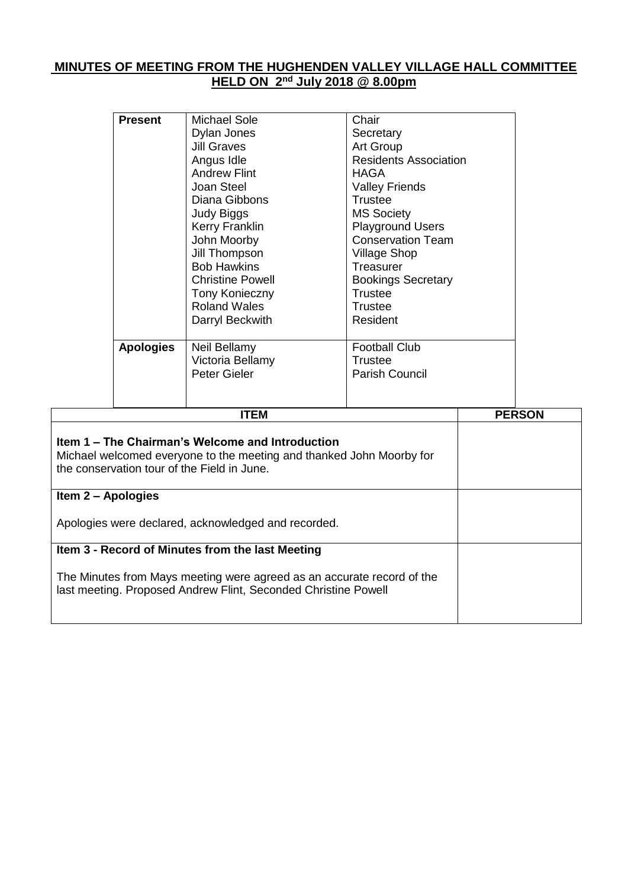# MINUTES OF MEETING FROM THE HUGHENDEN VALLEY VILLAGE HALL COMMITTEE HELD ON 2nd July 2018 @ 8.00pm

| | | |
|---|---|---|
| **Present** | Michael Sole | Chair |
| | Dylan Jones | Secretary |
| | Jill Graves | Art Group |
| | Angus Idle | Residents Association |
| | Andrew Flint | HAGA |
| | Joan Steel | Valley Friends |
| | Diana Gibbons | Trustee |
| | Judy Biggs | MS Society |
| | Kerry Franklin | Playground Users |
| | John Moorby | Conservation Team |
| | Jill Thompson | Village Shop |
| | Bob Hawkins | Treasurer |
| | Christine Powell | Bookings Secretary |
| | Tony Konieczny | Trustee |
| | Roland Wales | Trustee |
| | Darryl Beckwith | Resident |
| **Apologies** | Neil Bellamy | Football Club |
| | Victoria Bellamy | Trustee |
| | Peter Gieler | Parish Council |

| ITEM | PERSON |
|---|---|
| **Item 1 – The Chairman's Welcome and Introduction**<br>Michael welcomed everyone to the meeting and thanked John Moorby for the conservation tour of the Field in June. | |
| **Item 2 – Apologies**<br><br>Apologies were declared, acknowledged and recorded. | |
| **Item 3 - Record of Minutes from the last Meeting**<br><br>The Minutes from Mays meeting were agreed as an accurate record of the last meeting. Proposed Andrew Flint, Seconded Christine Powell | |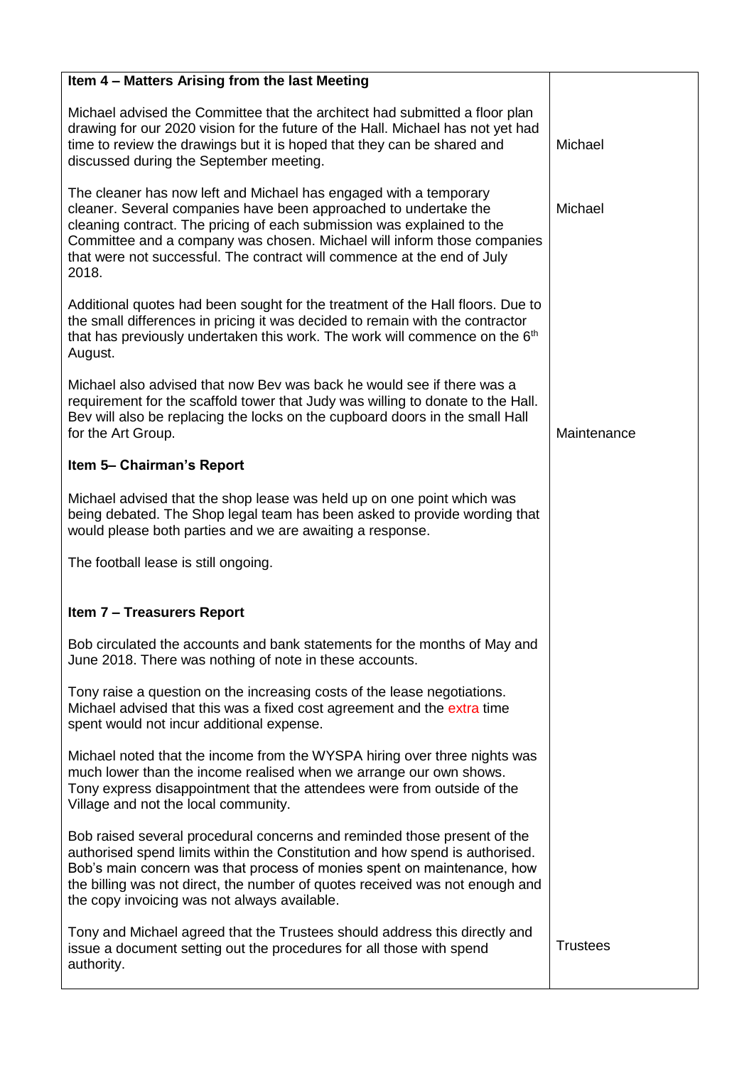| | |
|---|---|
| **Item 4 – Matters Arising from the last Meeting** | |
| Michael advised the Committee that the architect had submitted a floor plan drawing for our 2020 vision for the future of the Hall. Michael has not yet had time to review the drawings but it is hoped that they can be shared and discussed during the September meeting. | Michael |
| The cleaner has now left and Michael has engaged with a temporary cleaner. Several companies have been approached to undertake the cleaning contract. The pricing of each submission was explained to the Committee and a company was chosen. Michael will inform those companies that were not successful. The contract will commence at the end of July 2018. | Michael |
| Additional quotes had been sought for the treatment of the Hall floors. Due to the small differences in pricing it was decided to remain with the contractor that has previously undertaken this work. The work will commence on the 6th August. | |
| Michael also advised that now Bev was back he would see if there was a requirement for the scaffold tower that Judy was willing to donate to the Hall. Bev will also be replacing the locks on the cupboard doors in the small Hall for the Art Group. | Maintenance |
| **Item 5– Chairman's Report** | |
| Michael advised that the shop lease was held up on one point which was being debated. The Shop legal team has been asked to provide wording that would please both parties and we are awaiting a response. | |
| The football lease is still ongoing. | |
| **Item 7 – Treasurers Report** | |
| Bob circulated the accounts and bank statements for the months of May and June 2018. There was nothing of note in these accounts. | |
| Tony raise a question on the increasing costs of the lease negotiations. Michael advised that this was a fixed cost agreement and the extra time spent would not incur additional expense. | |
| Michael noted that the income from the WYSPA hiring over three nights was much lower than the income realised when we arrange our own shows. Tony express disappointment that the attendees were from outside of the Village and not the local community. | |
| Bob raised several procedural concerns and reminded those present of the authorised spend limits within the Constitution and how spend is authorised. Bob's main concern was that process of monies spent on maintenance, how the billing was not direct, the number of quotes received was not enough and the copy invoicing was not always available. | |
| Tony and Michael agreed that the Trustees should address this directly and issue a document setting out the procedures for all those with spend authority. | Trustees |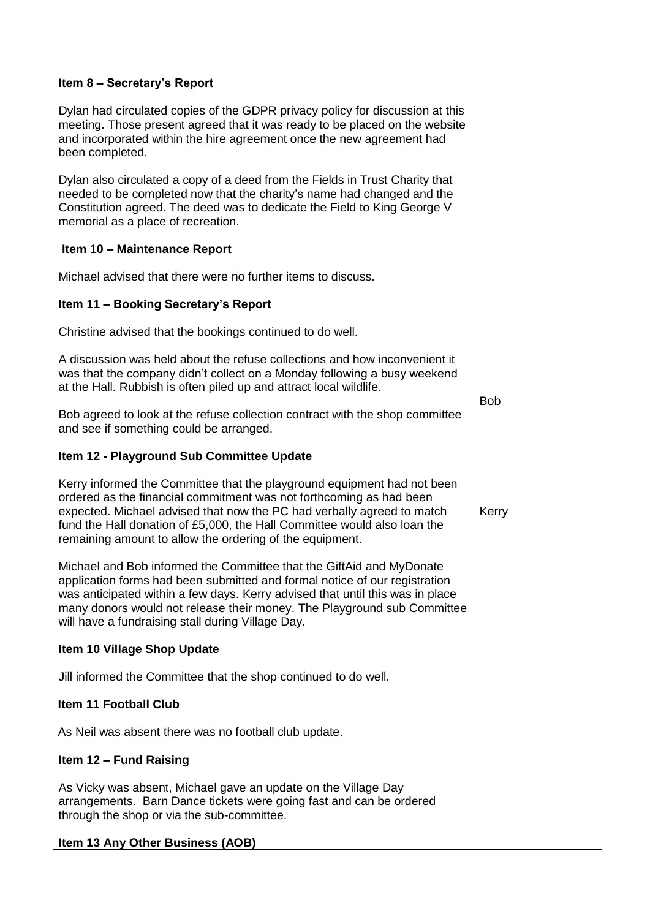| | |
|---|---|
| **Item 8 – Secretary's Report**<br><br>Dylan had circulated copies of the GDPR privacy policy for discussion at this meeting. Those present agreed that it was ready to be placed on the website and incorporated within the hire agreement once the new agreement had been completed.<br><br>Dylan also circulated a copy of a deed from the Fields in Trust Charity that needed to be completed now that the charity's name had changed and the Constitution agreed. The deed was to dedicate the Field to King George V memorial as a place of recreation.<br><br>**Item 10 – Maintenance Report**<br><br>Michael advised that there were no further items to discuss.<br><br>**Item 11 – Booking Secretary's Report**<br><br>Christine advised that the bookings continued to do well.<br><br>A discussion was held about the refuse collections and how inconvenient it was that the company didn't collect on a Monday following a busy weekend at the Hall. Rubbish is often piled up and attract local wildlife.<br><br>Bob agreed to look at the refuse collection contract with the shop committee and see if something could be arranged. | Bob |
| **Item 12 - Playground Sub Committee Update**<br><br>Kerry informed the Committee that the playground equipment had not been ordered as the financial commitment was not forthcoming as had been expected. Michael advised that now the PC had verbally agreed to match fund the Hall donation of £5,000, the Hall Committee would also loan the remaining amount to allow the ordering of the equipment.<br><br>Michael and Bob informed the Committee that the GiftAid and MyDonate application forms had been submitted and formal notice of our registration was anticipated within a few days. Kerry advised that until this was in place many donors would not release their money. The Playground sub Committee will have a fundraising stall during Village Day.<br><br>**Item 10 Village Shop Update**<br><br>Jill informed the Committee that the shop continued to do well.<br><br>**Item 11 Football Club**<br><br>As Neil was absent there was no football club update.<br><br>**Item 12 – Fund Raising**<br><br>As Vicky was absent, Michael gave an update on the Village Day arrangements. Barn Dance tickets were going fast and can be ordered through the shop or via the sub-committee.<br><br>**Item 13 Any Other Business (AOB)** | Kerry |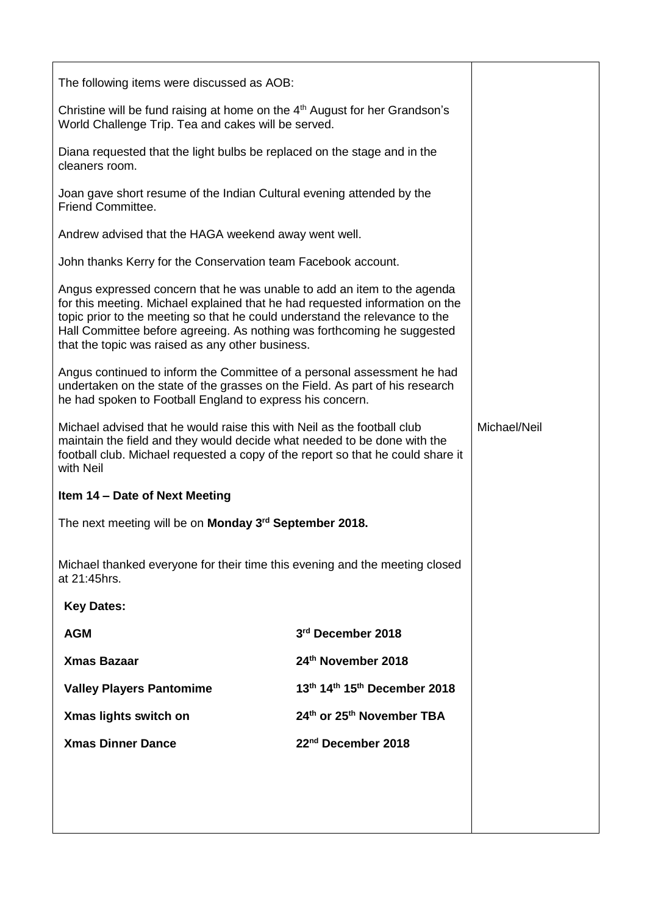| | |
|---|---|
| The following items were discussed as AOB:<br><br>Christine will be fund raising at home on the 4th August for her Grandson's World Challenge Trip. Tea and cakes will be served.<br><br>Diana requested that the light bulbs be replaced on the stage and in the cleaners room.<br><br>Joan gave short resume of the Indian Cultural evening attended by the Friend Committee.<br><br>Andrew advised that the HAGA weekend away went well.<br><br>John thanks Kerry for the Conservation team Facebook account.<br><br>Angus expressed concern that he was unable to add an item to the agenda for this meeting. Michael explained that he had requested information on the topic prior to the meeting so that he could understand the relevance to the Hall Committee before agreeing. As nothing was forthcoming he suggested that the topic was raised as any other business.<br><br>Angus continued to inform the Committee of a personal assessment he had undertaken on the state of the grasses on the Field. As part of his research he had spoken to Football England to express his concern. | |
| Michael advised that he would raise this with Neil as the football club maintain the field and they would decide what needed to be done with the football club. Michael requested a copy of the report so that he could share it with Neil | Michael/Neil |
| **Item 14 – Date of Next Meeting**<br><br>The next meeting will be on **Monday 3rd September 2018.**<br><br>Michael thanked everyone for their time this evening and the meeting closed at 21:45hrs. | |

**Key Dates:**

| | |
|---|---|
| **AGM** | **3rd December 2018** |
| **Xmas Bazaar** | **24th November 2018** |
| **Valley Players Pantomime** | **13th 14th 15th December 2018** |
| **Xmas lights switch on** | **24th or 25th November TBA** |
| **Xmas Dinner Dance** | **22nd December 2018** |